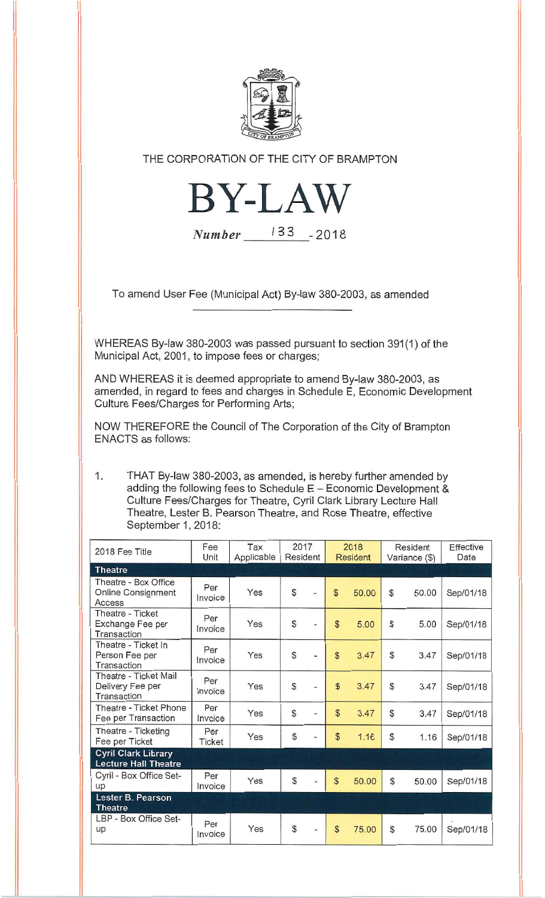THE CORPORATION OF THE CITY OF BRAMPTON

# BY-LAW

*Number* 133 - 2018

To amend User Fee (Municipal Act) By-law 380-2003, as amended

WHEREAS By-law 380-2003 was passed pursuant to section 391(1) of the Municipal Act, 2001, to impose fees or charges;

AND WHEREAS it is deemed appropriate to amend By-law 380-2003, as amended, in regard to fees and charges in Schedule E, Economic Development Culture Fees/Charges for Performing Arts;

NOW THEREFORE the Council of The Corporation of the City of Brampton ENACTS as follows:

1. THAT By-law 380-2003, as amended, is hereby further amended by adding the following fees to Schedule E – Economic Development & Culture Fees/Charges for Theatre, Cyril Clark Library Lecture Hall Theatre, Lester B. Pearson Theatre, and Rose Theatre, effective September 1, 2018:

| 2018 Fee Title | Fee Unit | Tax Applicable | 2017 Resident | 2018 Resident | Resident Variance ($) | Effective Date |
|---|---|---|---|---|---|---|
| **Theatre** | | | | | | |
| Theatre - Box Office Online Consignment Access | Per Invoice | Yes | $ - | $ 50.00 | $ 50.00 | Sep/01/18 |
| Theatre - Ticket Exchange Fee per Transaction | Per Invoice | Yes | $ - | $ 5.00 | $ 5.00 | Sep/01/18 |
| Theatre - Ticket In Person Fee per Transaction | Per Invoice | Yes | $ - | $ 3.47 | $ 3.47 | Sep/01/18 |
| Theatre - Ticket Mail Delivery Fee per Transaction | Per Invoice | Yes | $ - | $ 3.47 | $ 3.47 | Sep/01/18 |
| Theatre - Ticket Phone Fee per Transaction | Per Invoice | Yes | $ - | $ 3.47 | $ 3.47 | Sep/01/18 |
| Theatre - Ticketing Fee per Ticket | Per Ticket | Yes | $ - | $ 1.16 | $ 1.16 | Sep/01/18 |
| **Cyril Clark Library Lecture Hall Theatre** | | | | | | |
| Cyril - Box Office Set-up | Per Invoice | Yes | $ - | $ 50.00 | $ 50.00 | Sep/01/18 |
| **Lester B. Pearson Theatre** | | | | | | |
| LBP - Box Office Set-up | Per Invoice | Yes | $ - | $ 75.00 | $ 75.00 | Sep/01/18 |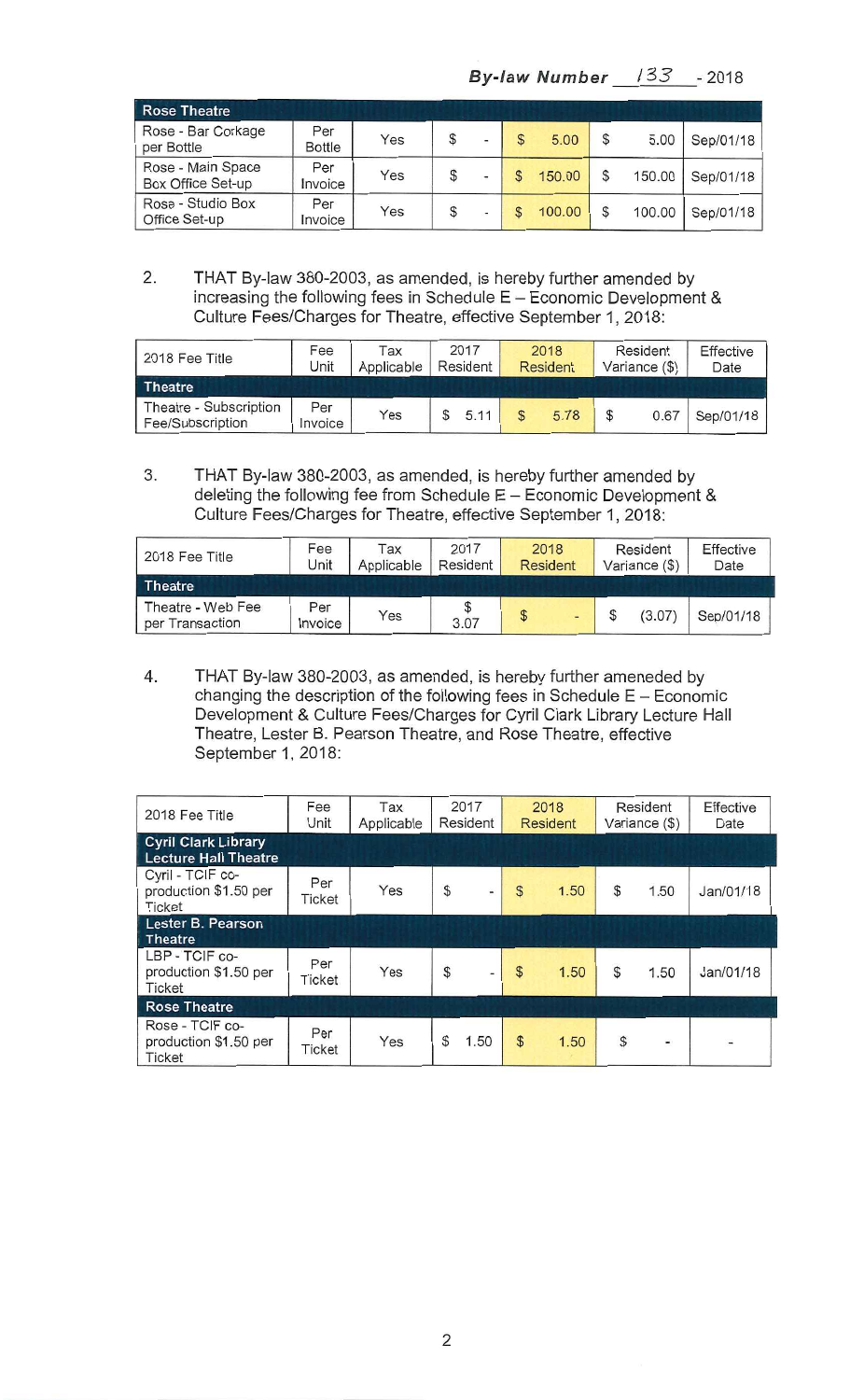**By-law Number 133 - 2018**

| Rose Theatre | | | | | | |
|---|---|---|---|---|---|---|
| Rose - Bar Corkage per Bottle | Per Bottle | Yes | $ - | $ 5.00 | $ 5.00 | Sep/01/18 |
| Rose - Main Space Box Office Set-up | Per Invoice | Yes | $ - | $ 150.00 | $ 150.00 | Sep/01/18 |
| Rose - Studio Box Office Set-up | Per Invoice | Yes | $ - | $ 100.00 | $ 100.00 | Sep/01/18 |

2. THAT By-law 380-2003, as amended, is hereby further amended by increasing the following fees in Schedule E – Economic Development & Culture Fees/Charges for Theatre, effective September 1, 2018:

| 2018 Fee Title | Fee Unit | Tax Applicable | 2017 Resident | 2018 Resident | Resident Variance ($) | Effective Date |
|---|---|---|---|---|---|---|
| **Theatre** | | | | | | |
| Theatre - Subscription Fee/Subscription | Per Invoice | Yes | $ 5.11 | $ 5.78 | $ 0.67 | Sep/01/18 |

3. THAT By-law 380-2003, as amended, is hereby further amended by deleting the following fee from Schedule E – Economic Development & Culture Fees/Charges for Theatre, effective September 1, 2018:

| 2018 Fee Title | Fee Unit | Tax Applicable | 2017 Resident | 2018 Resident | Resident Variance ($) | Effective Date |
|---|---|---|---|---|---|---|
| **Theatre** | | | | | | |
| Theatre - Web Fee per Transaction | Per Invoice | Yes | $ 3.07 | $ - | $ (3.07) | Sep/01/18 |

4. THAT By-law 380-2003, as amended, is hereby further ameneded by changing the description of the following fees in Schedule E – Economic Development & Culture Fees/Charges for Cyril Clark Library Lecture Hall Theatre, Lester B. Pearson Theatre, and Rose Theatre, effective September 1, 2018:

| 2018 Fee Title | Fee Unit | Tax Applicable | 2017 Resident | 2018 Resident | Resident Variance ($) | Effective Date |
|---|---|---|---|---|---|---|
| **Cyril Clark Library Lecture Hall Theatre** | | | | | | |
| Cyril - TCIF co-production $1.50 per Ticket | Per Ticket | Yes | $ - | $ 1.50 | $ 1.50 | Jan/01/18 |
| **Lester B. Pearson Theatre** | | | | | | |
| LBP - TCIF co-production $1.50 per Ticket | Per Ticket | Yes | $ - | $ 1.50 | $ 1.50 | Jan/01/18 |
| **Rose Theatre** | | | | | | |
| Rose - TCIF co-production $1.50 per Ticket | Per Ticket | Yes | $ 1.50 | $ 1.50 | $ - | - |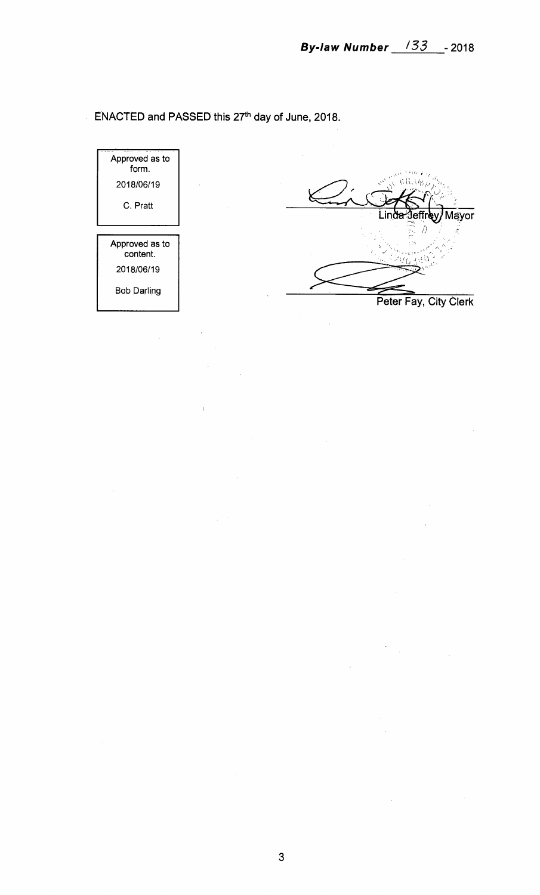**By-law Number 133 - 2018**

ENACTED and PASSED this 27th day of June, 2018.

| |
|---|
| Approved as to form. |
| 2018/06/19 |
| C. Pratt |

| |
|---|
| Approved as to content. |
| 2018/06/19 |
| Bob Darling |

Linda Jeffrey, Mayor

Peter Fay, City Clerk